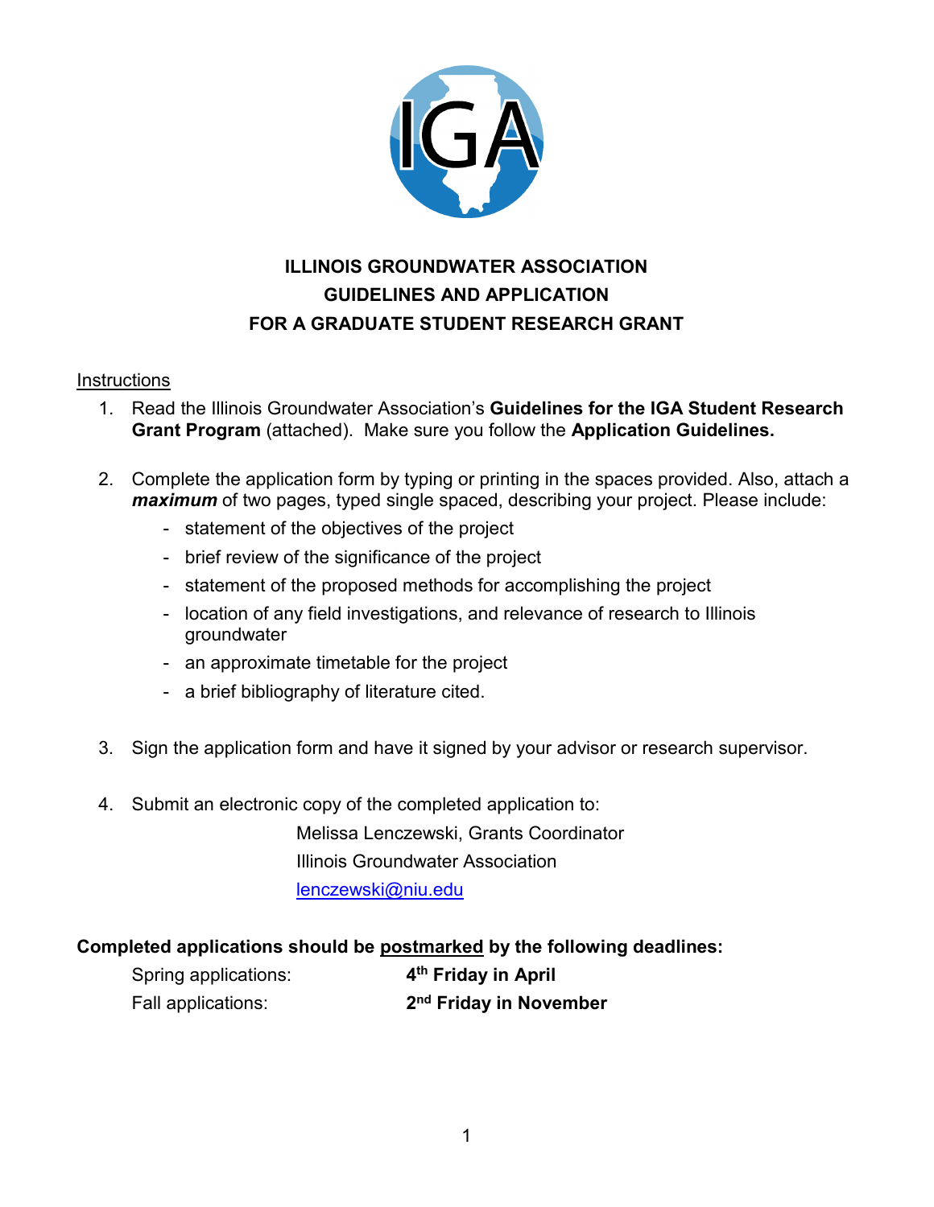# ILLINOIS GROUNDWATER ASSOCIATION
# GUIDELINES AND APPLICATION
# FOR A GRADUATE STUDENT RESEARCH GRANT

Instructions

1. Read the Illinois Groundwater Association's **Guidelines for the IGA Student Research Grant Program** (attached). Make sure you follow the **Application Guidelines.**

2. Complete the application form by typing or printing in the spaces provided. Also, attach a ***maximum*** of two pages, typed single spaced, describing your project. Please include:
   - statement of the objectives of the project
   - brief review of the significance of the project
   - statement of the proposed methods for accomplishing the project
   - location of any field investigations, and relevance of research to Illinois groundwater
   - an approximate timetable for the project
   - a brief bibliography of literature cited.

3. Sign the application form and have it signed by your advisor or research supervisor.

4. Submit an electronic copy of the completed application to:

   Melissa Lenczewski, Grants Coordinator
   Illinois Groundwater Association
   lenczewski@niu.edu

**Completed applications should be postmarked by the following deadlines:**

| | |
|---|---|
| Spring applications: | **4th Friday in April** |
| Fall applications: | **2nd Friday in November** |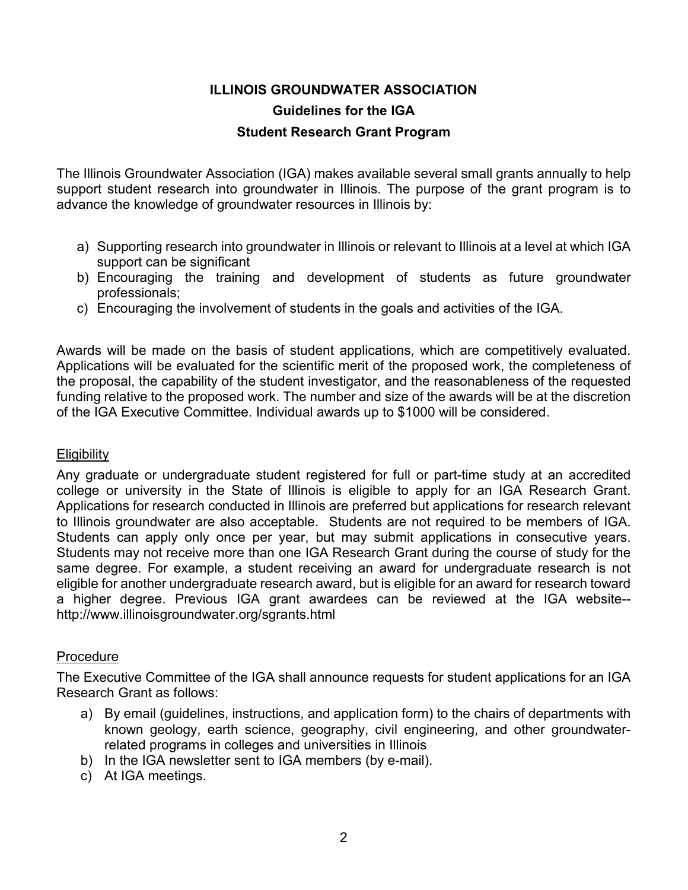# ILLINOIS GROUNDWATER ASSOCIATION

## Guidelines for the IGA

## Student Research Grant Program

The Illinois Groundwater Association (IGA) makes available several small grants annually to help support student research into groundwater in Illinois. The purpose of the grant program is to advance the knowledge of groundwater resources in Illinois by:

a) Supporting research into groundwater in Illinois or relevant to Illinois at a level at which IGA support can be significant
b) Encouraging the training and development of students as future groundwater professionals;
c) Encouraging the involvement of students in the goals and activities of the IGA.

Awards will be made on the basis of student applications, which are competitively evaluated. Applications will be evaluated for the scientific merit of the proposed work, the completeness of the proposal, the capability of the student investigator, and the reasonableness of the requested funding relative to the proposed work. The number and size of the awards will be at the discretion of the IGA Executive Committee. Individual awards up to $1000 will be considered.

### Eligibility

Any graduate or undergraduate student registered for full or part-time study at an accredited college or university in the State of Illinois is eligible to apply for an IGA Research Grant. Applications for research conducted in Illinois are preferred but applications for research relevant to Illinois groundwater are also acceptable. Students are not required to be members of IGA. Students can apply only once per year, but may submit applications in consecutive years. Students may not receive more than one IGA Research Grant during the course of study for the same degree. For example, a student receiving an award for undergraduate research is not eligible for another undergraduate research award, but is eligible for an award for research toward a higher degree. Previous IGA grant awardees can be reviewed at the IGA website-- http://www.illinoisgroundwater.org/sgrants.html

### Procedure

The Executive Committee of the IGA shall announce requests for student applications for an IGA Research Grant as follows:

a) By email (guidelines, instructions, and application form) to the chairs of departments with known geology, earth science, geography, civil engineering, and other groundwater-related programs in colleges and universities in Illinois
b) In the IGA newsletter sent to IGA members (by e-mail).
c) At IGA meetings.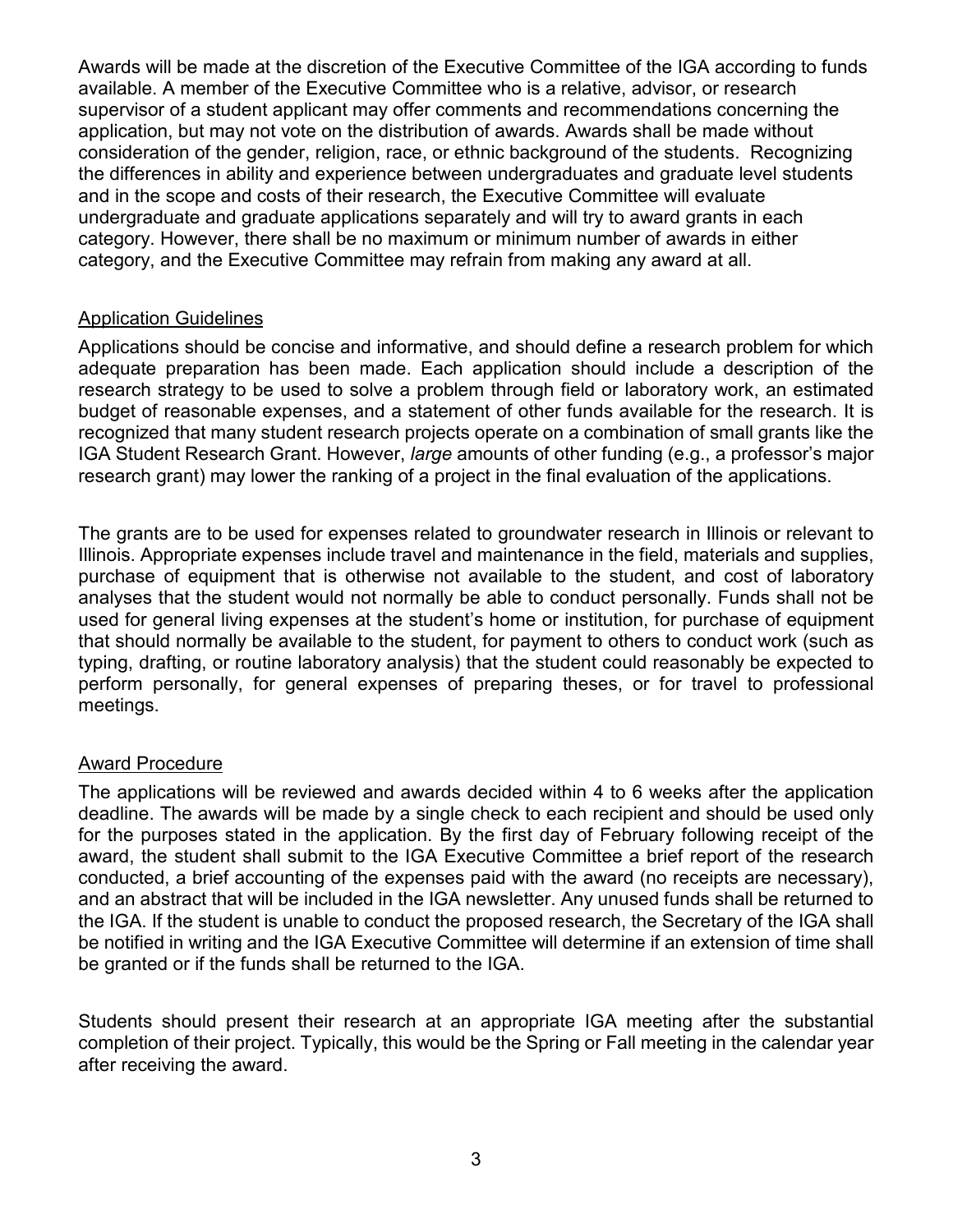Awards will be made at the discretion of the Executive Committee of the IGA according to funds available. A member of the Executive Committee who is a relative, advisor, or research supervisor of a student applicant may offer comments and recommendations concerning the application, but may not vote on the distribution of awards. Awards shall be made without consideration of the gender, religion, race, or ethnic background of the students. Recognizing the differences in ability and experience between undergraduates and graduate level students and in the scope and costs of their research, the Executive Committee will evaluate undergraduate and graduate applications separately and will try to award grants in each category. However, there shall be no maximum or minimum number of awards in either category, and the Executive Committee may refrain from making any award at all.

## Application Guidelines

Applications should be concise and informative, and should define a research problem for which adequate preparation has been made. Each application should include a description of the research strategy to be used to solve a problem through field or laboratory work, an estimated budget of reasonable expenses, and a statement of other funds available for the research. It is recognized that many student research projects operate on a combination of small grants like the IGA Student Research Grant. However, *large* amounts of other funding (e.g., a professor's major research grant) may lower the ranking of a project in the final evaluation of the applications.

The grants are to be used for expenses related to groundwater research in Illinois or relevant to Illinois. Appropriate expenses include travel and maintenance in the field, materials and supplies, purchase of equipment that is otherwise not available to the student, and cost of laboratory analyses that the student would not normally be able to conduct personally. Funds shall not be used for general living expenses at the student's home or institution, for purchase of equipment that should normally be available to the student, for payment to others to conduct work (such as typing, drafting, or routine laboratory analysis) that the student could reasonably be expected to perform personally, for general expenses of preparing theses, or for travel to professional meetings.

## Award Procedure

The applications will be reviewed and awards decided within 4 to 6 weeks after the application deadline. The awards will be made by a single check to each recipient and should be used only for the purposes stated in the application. By the first day of February following receipt of the award, the student shall submit to the IGA Executive Committee a brief report of the research conducted, a brief accounting of the expenses paid with the award (no receipts are necessary), and an abstract that will be included in the IGA newsletter. Any unused funds shall be returned to the IGA. If the student is unable to conduct the proposed research, the Secretary of the IGA shall be notified in writing and the IGA Executive Committee will determine if an extension of time shall be granted or if the funds shall be returned to the IGA.

Students should present their research at an appropriate IGA meeting after the substantial completion of their project. Typically, this would be the Spring or Fall meeting in the calendar year after receiving the award.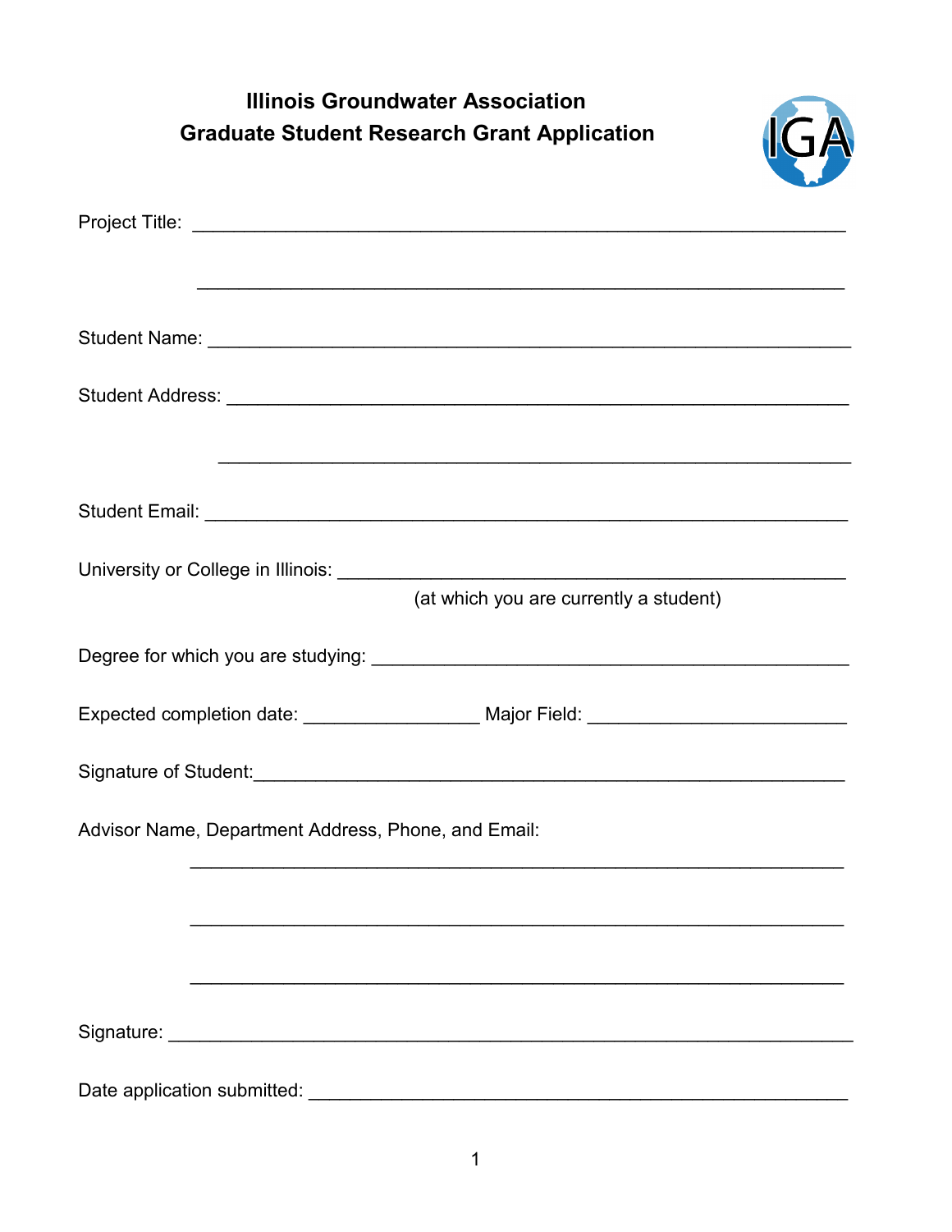# Illinois Groundwater Association
## Graduate Student Research Grant Application

Project Title: ____________________________________________________________

____________________________________________________________

Student Name: ____________________________________________________________

Student Address: __________________________________________________________

____________________________________________________________

Student Email: ____________________________________________________________

University or College in Illinois: _______________________________________________
(at which you are currently a student)

Degree for which you are studying: ____________________________________________

Expected completion date: ________________ Major Field: ______________________

Signature of Student:________________________________________________________

Advisor Name, Department Address, Phone, and Email:

____________________________________________________________

____________________________________________________________

____________________________________________________________

Signature: ______________________________________________________________

Date application submitted: __________________________________________________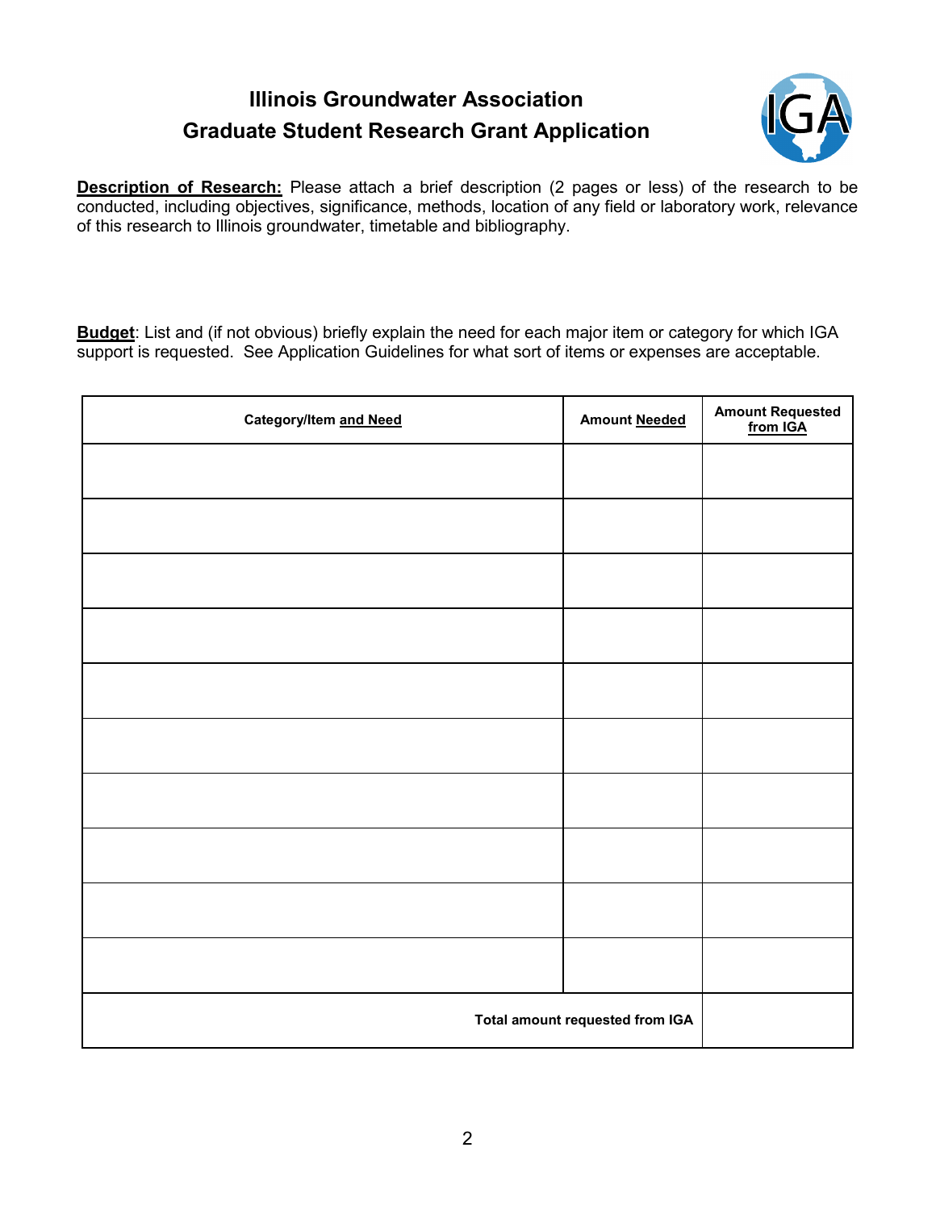# Illinois Groundwater Association
## Graduate Student Research Grant Application

**Description of Research:** Please attach a brief description (2 pages or less) of the research to be conducted, including objectives, significance, methods, location of any field or laboratory work, relevance of this research to Illinois groundwater, timetable and bibliography.

**Budget**: List and (if not obvious) briefly explain the need for each major item or category for which IGA support is requested. See Application Guidelines for what sort of items or expenses are acceptable.

| Category/Item and Need | Amount Needed | Amount Requested from IGA |
|---|---|---|
| | | |
| | | |
| | | |
| | | |
| | | |
| | | |
| | | |
| | | |
| | | |
| | | |
| | **Total amount requested from IGA** | |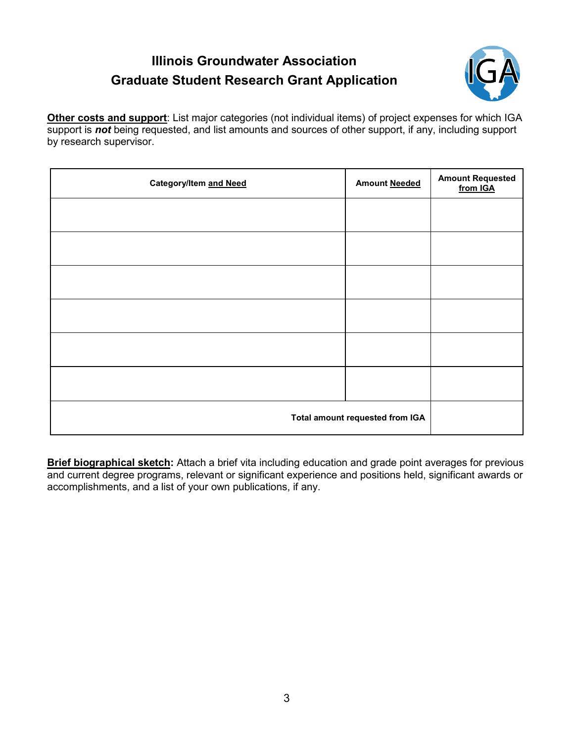# Illinois Groundwater Association
# Graduate Student Research Grant Application

**Other costs and support**: List major categories (not individual items) of project expenses for which IGA support is ***not*** being requested, and list amounts and sources of other support, if any, including support by research supervisor.

| Category/Item and Need | Amount Needed | Amount Requested from IGA |
|---|---|---|
| | | |
| | | |
| | | |
| | | |
| | | |
| | | |
| | **Total amount requested from IGA** | |

**Brief biographical sketch:** Attach a brief vita including education and grade point averages for previous and current degree programs, relevant or significant experience and positions held, significant awards or accomplishments, and a list of your own publications, if any.